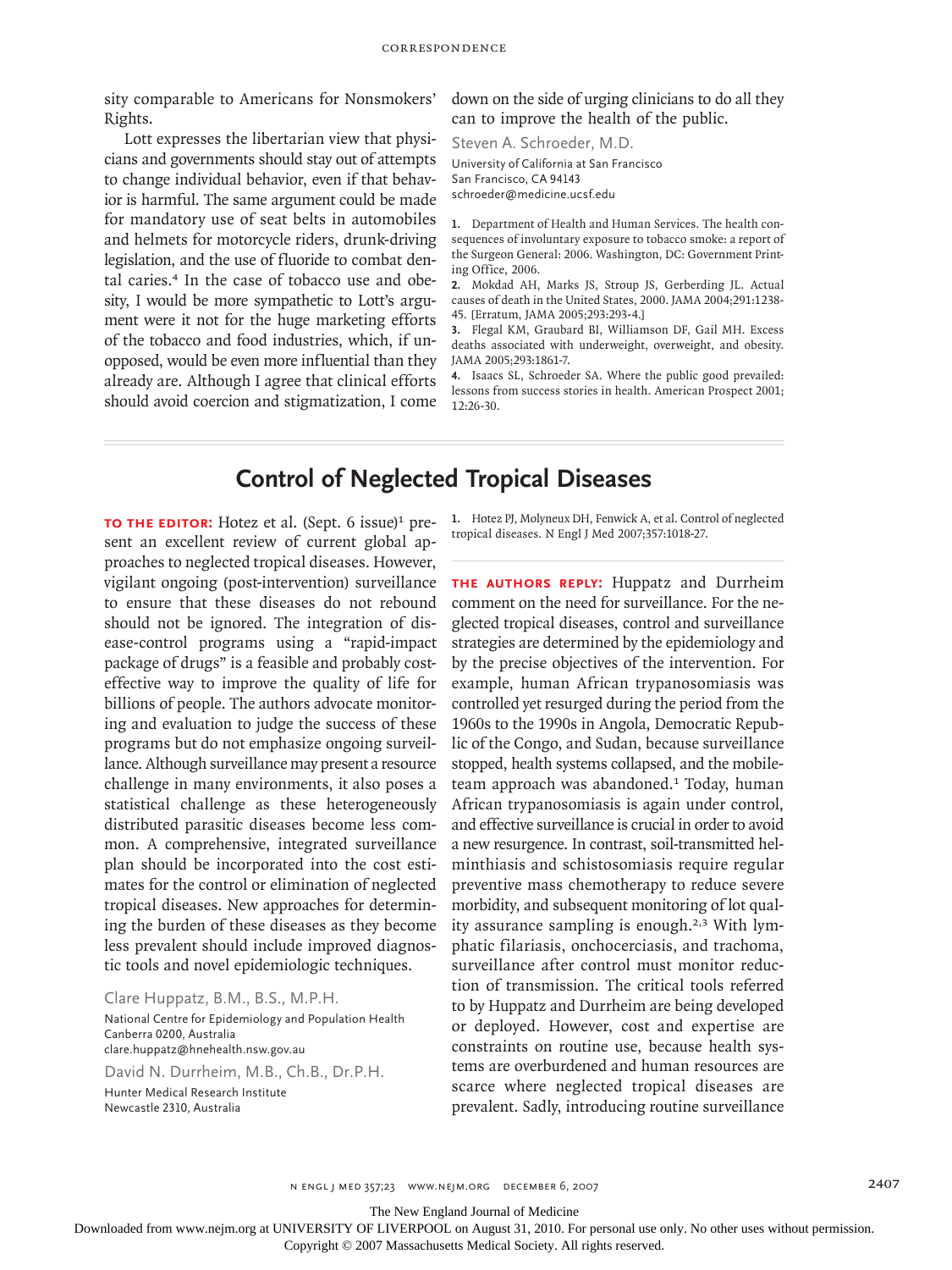sity comparable to Americans for Nonsmokers' Rights.

Lott expresses the libertarian view that physicians and governments should stay out of attempts to change individual behavior, even if that behavior is harmful. The same argument could be made for mandatory use of seat belts in automobiles and helmets for motorcycle riders, drunk-driving legislation, and the use of fluoride to combat dental caries.[4] In the case of tobacco use and obesity, I would be more sympathetic to Lott's argument were it not for the huge marketing efforts of the tobacco and food industries, which, if unopposed, would be even more influential than they already are. Although I agree that clinical efforts should avoid coercion and stigmatization, I come down on the side of urging clinicians to do all they can to improve the health of the public.

Steven A. Schroeder, M.D.
University of California at San Francisco
San Francisco, CA 94143
schroeder@medicine.ucsf.edu

1. Department of Health and Human Services. The health consequences of involuntary exposure to tobacco smoke: a report of the Surgeon General: 2006. Washington, DC: Government Printing Office, 2006.
2. Mokdad AH, Marks JS, Stroup JS, Gerberding JL. Actual causes of death in the United States, 2000. JAMA 2004;291:1238-45. [Erratum, JAMA 2005;293:293-4.]
3. Flegal KM, Graubard BI, Williamson DF, Gail MH. Excess deaths associated with underweight, overweight, and obesity. JAMA 2005;293:1861-7.
4. Isaacs SL, Schroeder SA. Where the public good prevailed: lessons from success stories in health. American Prospect 2001; 12:26-30.

# Control of Neglected Tropical Diseases

**TO THE EDITOR:** Hotez et al. (Sept. 6 issue)[1] present an excellent review of current global approaches to neglected tropical diseases. However, vigilant ongoing (post-intervention) surveillance to ensure that these diseases do not rebound should not be ignored. The integration of disease-control programs using a "rapid-impact package of drugs" is a feasible and probably cost-effective way to improve the quality of life for billions of people. The authors advocate monitoring and evaluation to judge the success of these programs but do not emphasize ongoing surveillance. Although surveillance may present a resource challenge in many environments, it also poses a statistical challenge as these heterogeneously distributed parasitic diseases become less common. A comprehensive, integrated surveillance plan should be incorporated into the cost estimates for the control or elimination of neglected tropical diseases. New approaches for determining the burden of these diseases as they become less prevalent should include improved diagnostic tools and novel epidemiologic techniques.

Clare Huppatz, B.M., B.S., M.P.H.
National Centre for Epidemiology and Population Health
Canberra 0200, Australia
clare.huppatz@hnehealth.nsw.gov.au

David N. Durrheim, M.B., Ch.B., Dr.P.H.
Hunter Medical Research Institute
Newcastle 2310, Australia

1. Hotez PJ, Molyneux DH, Fenwick A, et al. Control of neglected tropical diseases. N Engl J Med 2007;357:1018-27.

**THE AUTHORS REPLY:** Huppatz and Durrheim comment on the need for surveillance. For the neglected tropical diseases, control and surveillance strategies are determined by the epidemiology and by the precise objectives of the intervention. For example, human African trypanosomiasis was controlled yet resurged during the period from the 1960s to the 1990s in Angola, Democratic Republic of the Congo, and Sudan, because surveillance stopped, health systems collapsed, and the mobile-team approach was abandoned.[1] Today, human African trypanosomiasis is again under control, and effective surveillance is crucial in order to avoid a new resurgence. In contrast, soil-transmitted helminthiasis and schistosomiasis require regular preventive mass chemotherapy to reduce severe morbidity, and subsequent monitoring of lot quality assurance sampling is enough.[2,3] With lymphatic filariasis, onchocerciasis, and trachoma, surveillance after control must monitor reduction of transmission. The critical tools referred to by Huppatz and Durrheim are being developed or deployed. However, cost and expertise are constraints on routine use, because health systems are overburdened and human resources are scarce where neglected tropical diseases are prevalent. Sadly, introducing routine surveillance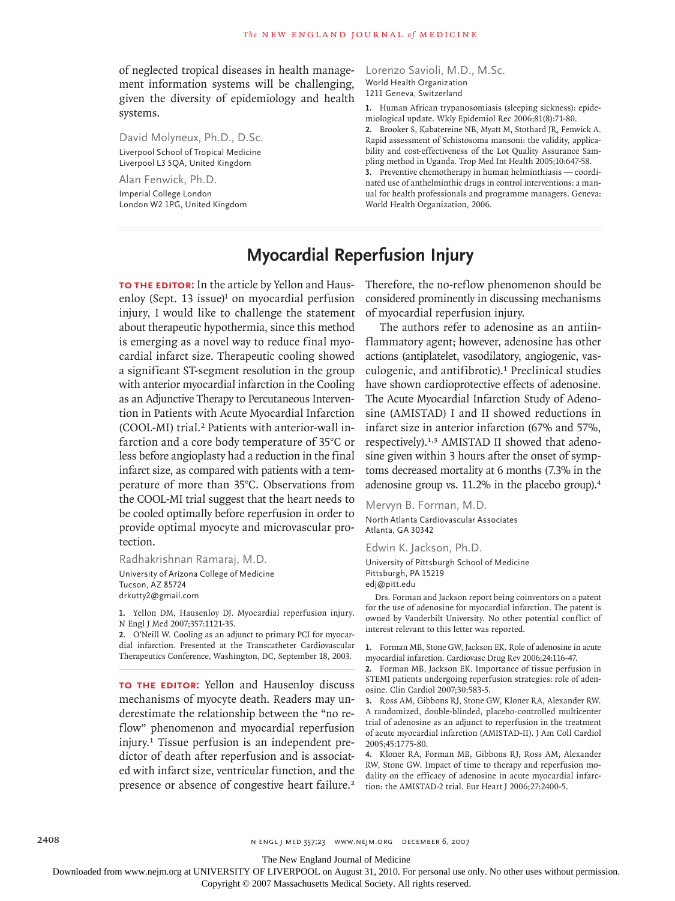of neglected tropical diseases in health management information systems will be challenging, given the diversity of epidemiology and health systems.

David Molyneux, Ph.D., D.Sc.
Liverpool School of Tropical Medicine
Liverpool L3 5QA, United Kingdom

Alan Fenwick, Ph.D.
Imperial College London
London W2 1PG, United Kingdom

Lorenzo Savioli, M.D., M.Sc.
World Health Organization
1211 Geneva, Switzerland

1. Human African trypanosomiasis (sleeping sickness): epidemiological update. Wkly Epidemiol Rec 2006;81(8):71-80.
2. Brooker S, Kabatereine NB, Myatt M, Stothard JR, Fenwick A. Rapid assessment of Schistosoma mansoni: the validity, applicability and cost-effectiveness of the Lot Quality Assurance Sampling method in Uganda. Trop Med Int Health 2005;10:647-58.
3. Preventive chemotherapy in human helminthiasis — coordinated use of anthelminthic drugs in control interventions: a manual for health professionals and programme managers. Geneva: World Health Organization, 2006.

# Myocardial Reperfusion Injury

**TO THE EDITOR:** In the article by Yellon and Hausenloy (Sept. 13 issue)[1] on myocardial perfusion injury, I would like to challenge the statement about therapeutic hypothermia, since this method is emerging as a novel way to reduce final myocardial infarct size. Therapeutic cooling showed a significant ST-segment resolution in the group with anterior myocardial infarction in the Cooling as an Adjunctive Therapy to Percutaneous Intervention in Patients with Acute Myocardial Infarction (COOL-MI) trial.[2] Patients with anterior-wall infarction and a core body temperature of 35°C or less before angioplasty had a reduction in the final infarct size, as compared with patients with a temperature of more than 35°C. Observations from the COOL-MI trial suggest that the heart needs to be cooled optimally before reperfusion in order to provide optimal myocyte and microvascular protection.

Radhakrishnan Ramaraj, M.D.
University of Arizona College of Medicine
Tucson, AZ 85724
drkutty2@gmail.com

1. Yellon DM, Hausenloy DJ. Myocardial reperfusion injury. N Engl J Med 2007;357:1121-35.
2. O'Neill W. Cooling as an adjunct to primary PCI for myocardial infarction. Presented at the Transcatheter Cardiovascular Therapeutics Conference, Washington, DC, September 18, 2003.

**TO THE EDITOR:** Yellon and Hausenloy discuss mechanisms of myocyte death. Readers may underestimate the relationship between the "no reflow" phenomenon and myocardial reperfusion injury.[1] Tissue perfusion is an independent predictor of death after reperfusion and is associated with infarct size, ventricular function, and the presence or absence of congestive heart failure.[2] Therefore, the no-reflow phenomenon should be considered prominently in discussing mechanisms of myocardial reperfusion injury.

The authors refer to adenosine as an antiinflammatory agent; however, adenosine has other actions (antiplatelet, vasodilatory, angiogenic, vasculogenic, and antifibrotic).[1] Preclinical studies have shown cardioprotective effects of adenosine. The Acute Myocardial Infarction Study of Adenosine (AMISTAD) I and II showed reductions in infarct size in anterior infarction (67% and 57%, respectively).[1,3] AMISTAD II showed that adenosine given within 3 hours after the onset of symptoms decreased mortality at 6 months (7.3% in the adenosine group vs. 11.2% in the placebo group).[4]

Mervyn B. Forman, M.D.
North Atlanta Cardiovascular Associates
Atlanta, GA 30342

Edwin K. Jackson, Ph.D.
University of Pittsburgh School of Medicine
Pittsburgh, PA 15219
edj@pitt.edu

Drs. Forman and Jackson report being coinventors on a patent for the use of adenosine for myocardial infarction. The patent is owned by Vanderbilt University. No other potential conflict of interest relevant to this letter was reported.

1. Forman MB, Stone GW, Jackson EK. Role of adenosine in acute myocardial infarction. Cardiovasc Drug Rev 2006;24:116-47.
2. Forman MB, Jackson EK. Importance of tissue perfusion in STEMI patients undergoing reperfusion strategies: role of adenosine. Clin Cardiol 2007;30:583-5.
3. Ross AM, Gibbons RJ, Stone GW, Kloner RA, Alexander RW. A randomized, double-blinded, placebo-controlled multicenter trial of adenosine as an adjunct to reperfusion in the treatment of acute myocardial infarction (AMISTAD-II). J Am Coll Cardiol 2005;45:1775-80.
4. Kloner RA, Forman MB, Gibbons RJ, Ross AM, Alexander RW, Stone GW. Impact of time to therapy and reperfusion modality on the efficacy of adenosine in acute myocardial infarction: the AMISTAD-2 trial. Eur Heart J 2006;27:2400-5.